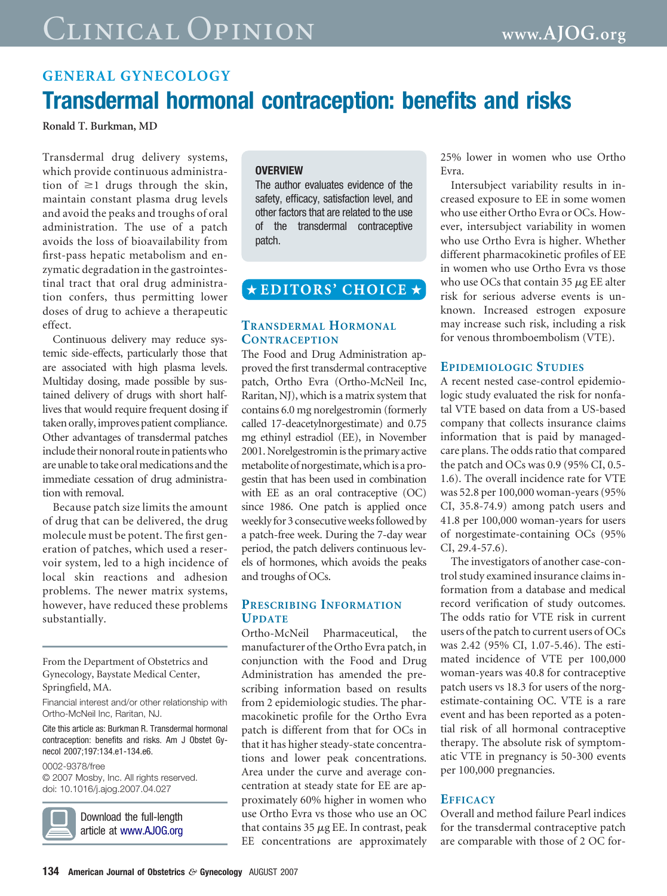## GENERAL GYNECOLOGY

# Transdermal hormonal contraception: benefits and risks

**Ronald T. Burkman, MD**

Transdermal drug delivery systems, which provide continuous administration of ≥1 drugs through the skin, maintain constant plasma drug levels and avoid the peaks and troughs of oral administration. The use of a patch avoids the loss of bioavailability from first-pass hepatic metabolism and enzymatic degradation in the gastrointestinal tract that oral drug administration confers, thus permitting lower doses of drug to achieve a therapeutic effect.

Continuous delivery may reduce systemic side-effects, particularly those that are associated with high plasma levels. Multiday dosing, made possible by sustained delivery of drugs with short half-lives that would require frequent dosing if taken orally, improves patient compliance. Other advantages of transdermal patches include their nonoral route in patients who are unable to take oral medications and the immediate cessation of drug administration with removal.

Because patch size limits the amount of drug that can be delivered, the drug molecule must be potent. The first generation of patches, which used a reservoir system, led to a high incidence of local skin reactions and adhesion problems. The newer matrix systems, however, have reduced these problems substantially.

From the Department of Obstetrics and Gynecology, Baystate Medical Center, Springfield, MA.

Financial interest and/or other relationship with Ortho-McNeil Inc, Raritan, NJ.

Cite this article as: Burkman R. Transdermal hormonal contraception: benefits and risks. Am J Obstet Gynecol 2007;197:134.e1-134.e6.

0002-9378/free

© 2007 Mosby, Inc. All rights reserved.

doi: 10.1016/j.ajog.2007.04.027

Download the full-length article at www.AJOG.org

**OVERVIEW**

The author evaluates evidence of the safety, efficacy, satisfaction level, and other factors that are related to the use of the transdermal contraceptive patch.

★ EDITORS' CHOICE ★

## Transdermal Hormonal Contraception

The Food and Drug Administration approved the first transdermal contraceptive patch, Ortho Evra (Ortho-McNeil Inc, Raritan, NJ), which is a matrix system that contains 6.0 mg norelgestromin (formerly called 17-deacetylnorgestimate) and 0.75 mg ethinyl estradiol (EE), in November 2001. Norelgestromin is the primary active metabolite of norgestimate, which is a progestin that has been used in combination with EE as an oral contraceptive (OC) since 1986. One patch is applied once weekly for 3 consecutive weeks followed by a patch-free week. During the 7-day wear period, the patch delivers continuous levels of hormones, which avoids the peaks and troughs of OCs.

## Prescribing Information Update

Ortho-McNeil Pharmaceutical, the manufacturer of the Ortho Evra patch, in conjunction with the Food and Drug Administration has amended the prescribing information based on results from 2 epidemiologic studies. The pharmacokinetic profile for the Ortho Evra patch is different from that for OCs in that it has higher steady-state concentrations and lower peak concentrations. Area under the curve and average concentration at steady state for EE are approximately 60% higher in women who use Ortho Evra vs those who use an OC that contains 35 $\mu$g EE. In contrast, peak EE concentrations are approximately 25% lower in women who use Ortho Evra.

Intersubject variability results in increased exposure to EE in some women who use either Ortho Evra or OCs. However, intersubject variability in women who use Ortho Evra is higher. Whether different pharmacokinetic profiles of EE in women who use Ortho Evra vs those who use OCs that contain 35 $\mu$g EE alter risk for serious adverse events is unknown. Increased estrogen exposure may increase such risk, including a risk for venous thromboembolism (VTE).

## Epidemiologic Studies

A recent nested case-control epidemiologic study evaluated the risk for nonfatal VTE based on data from a US-based company that collects insurance claims information that is paid by managed-care plans. The odds ratio that compared the patch and OCs was 0.9 (95% CI, 0.5-1.6). The overall incidence rate for VTE was 52.8 per 100,000 woman-years (95% CI, 35.8-74.9) among patch users and 41.8 per 100,000 woman-years for users of norgestimate-containing OCs (95% CI, 29.4-57.6).

The investigators of another case-control study examined insurance claims information from a database and medical record verification of study outcomes. The odds ratio for VTE risk in current users of the patch to current users of OCs was 2.42 (95% CI, 1.07-5.46). The estimated incidence of VTE per 100,000 woman-years was 40.8 for contraceptive patch users vs 18.3 for users of the norgestimate-containing OC. VTE is a rare event and has been reported as a potential risk of all hormonal contraceptive therapy. The absolute risk of symptomatic VTE in pregnancy is 50-300 events per 100,000 pregnancies.

## Efficacy

Overall and method failure Pearl indices for the transdermal contraceptive patch are comparable with those of 2 OC for-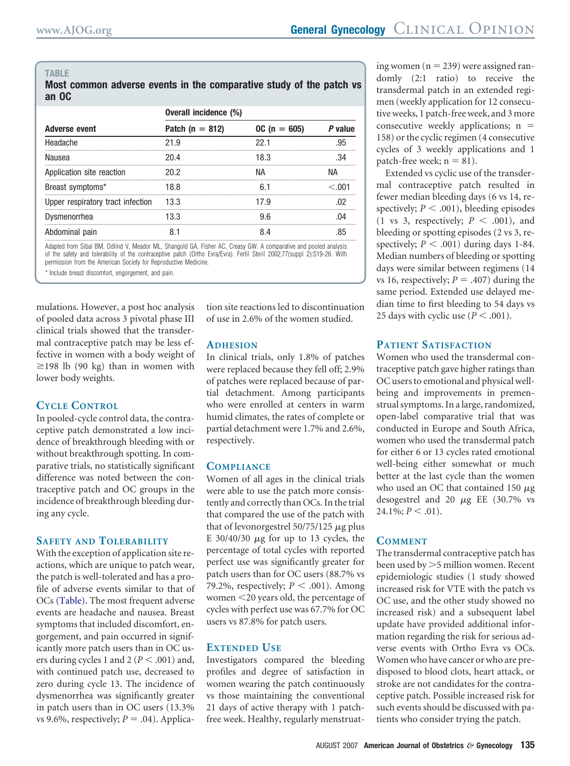**TABLE**

**Most common adverse events in the comparative study of the patch vs an OC**

| | Overall incidence (%) | | |
|---|---|---|---|
| Adverse event | Patch (n = 812) | OC (n = 605) | *P* value |
| Headache | 21.9 | 22.1 | .95 |
| Nausea | 20.4 | 18.3 | .34 |
| Application site reaction | 20.2 | NA | NA |
| Breast symptoms* | 18.8 | 6.1 | <.001 |
| Upper respiratory tract infection | 13.3 | 17.9 | .02 |
| Dysmenorrhea | 13.3 | 9.6 | .04 |
| Abdominal pain | 8.1 | 8.4 | .85 |

Adapted from Sibai BM, Odlind V, Meador ML, Shangold GA, Fisher AC, Creasy GW. A comparative and pooled analysis of the safety and tolerability of the contraceptive patch (Ortho Evra/Evra). Fertil Steril 2002;77(suppl 2):S19-26. With permission from the American Society for Reproductive Medicine.

* Include breast discomfort, engorgement, and pain.

mulations. However, a post hoc analysis of pooled data across 3 pivotal phase III clinical trials showed that the transdermal contraceptive patch may be less effective in women with a body weight of ≥198 lb (90 kg) than in women with lower body weights.

## Cycle Control

In pooled-cycle control data, the contraceptive patch demonstrated a low incidence of breakthrough bleeding with or without breakthrough spotting. In comparative trials, no statistically significant difference was noted between the contraceptive patch and OC groups in the incidence of breakthrough bleeding during any cycle.

## Safety and Tolerability

With the exception of application site reactions, which are unique to patch wear, the patch is well-tolerated and has a profile of adverse events similar to that of OCs (Table). The most frequent adverse events are headache and nausea. Breast symptoms that included discomfort, engorgement, and pain occurred in significantly more patch users than in OC users during cycles 1 and 2 ($P < .001$) and, with continued patch use, decreased to zero during cycle 13. The incidence of dysmenorrhea was significantly greater in patch users than in OC users (13.3% vs 9.6%, respectively; $P = .04$). Application site reactions led to discontinuation of use in 2.6% of the women studied.

## Adhesion

In clinical trials, only 1.8% of patches were replaced because they fell off; 2.9% of patches were replaced because of partial detachment. Among participants who were enrolled at centers in warm humid climates, the rates of complete or partial detachment were 1.7% and 2.6%, respectively.

## Compliance

Women of all ages in the clinical trials were able to use the patch more consistently and correctly than OCs. In the trial that compared the use of the patch with that of levonorgestrel 50/75/125 μg plus E 30/40/30 μg for up to 13 cycles, the percentage of total cycles with reported perfect use was significantly greater for patch users than for OC users (88.7% vs 79.2%, respectively; $P < .001$). Among women <20 years old, the percentage of cycles with perfect use was 67.7% for OC users vs 87.8% for patch users.

## Extended Use

Investigators compared the bleeding profiles and degree of satisfaction in women wearing the patch continuously vs those maintaining the conventional 21 days of active therapy with 1 patch-free week. Healthy, regularly menstruating women (n = 239) were assigned randomly (2:1 ratio) to receive the transdermal patch in an extended regimen (weekly application for 12 consecutive weeks, 1 patch-free week, and 3 more consecutive weekly applications; n = 158) or the cyclic regimen (4 consecutive cycles of 3 weekly applications and 1 patch-free week; n = 81).

Extended vs cyclic use of the transdermal contraceptive patch resulted in fewer median bleeding days (6 vs 14, respectively; $P < .001$), bleeding episodes (1 vs 3, respectively; $P < .001$), and bleeding or spotting episodes (2 vs 3, respectively; $P < .001$) during days 1-84. Median numbers of bleeding or spotting days were similar between regimens (14 vs 16, respectively; $P = .407$) during the same period. Extended use delayed median time to first bleeding to 54 days vs 25 days with cyclic use ($P < .001$).

## Patient Satisfaction

Women who used the transdermal contraceptive patch gave higher ratings than OC users to emotional and physical well-being and improvements in premenstrual symptoms. In a large, randomized, open-label comparative trial that was conducted in Europe and South Africa, women who used the transdermal patch for either 6 or 13 cycles rated emotional well-being either somewhat or much better at the last cycle than the women who used an OC that contained 150 μg desogestrel and 20 μg EE (30.7% vs 24.1%; $P < .01$).

## Comment

The transdermal contraceptive patch has been used by >5 million women. Recent epidemiologic studies (1 study showed increased risk for VTE with the patch vs OC use, and the other study showed no increased risk) and a subsequent label update have provided additional information regarding the risk for serious adverse events with Ortho Evra vs OCs. Women who have cancer or who are predisposed to blood clots, heart attack, or stroke are not candidates for the contraceptive patch. Possible increased risk for such events should be discussed with patients who consider trying the patch.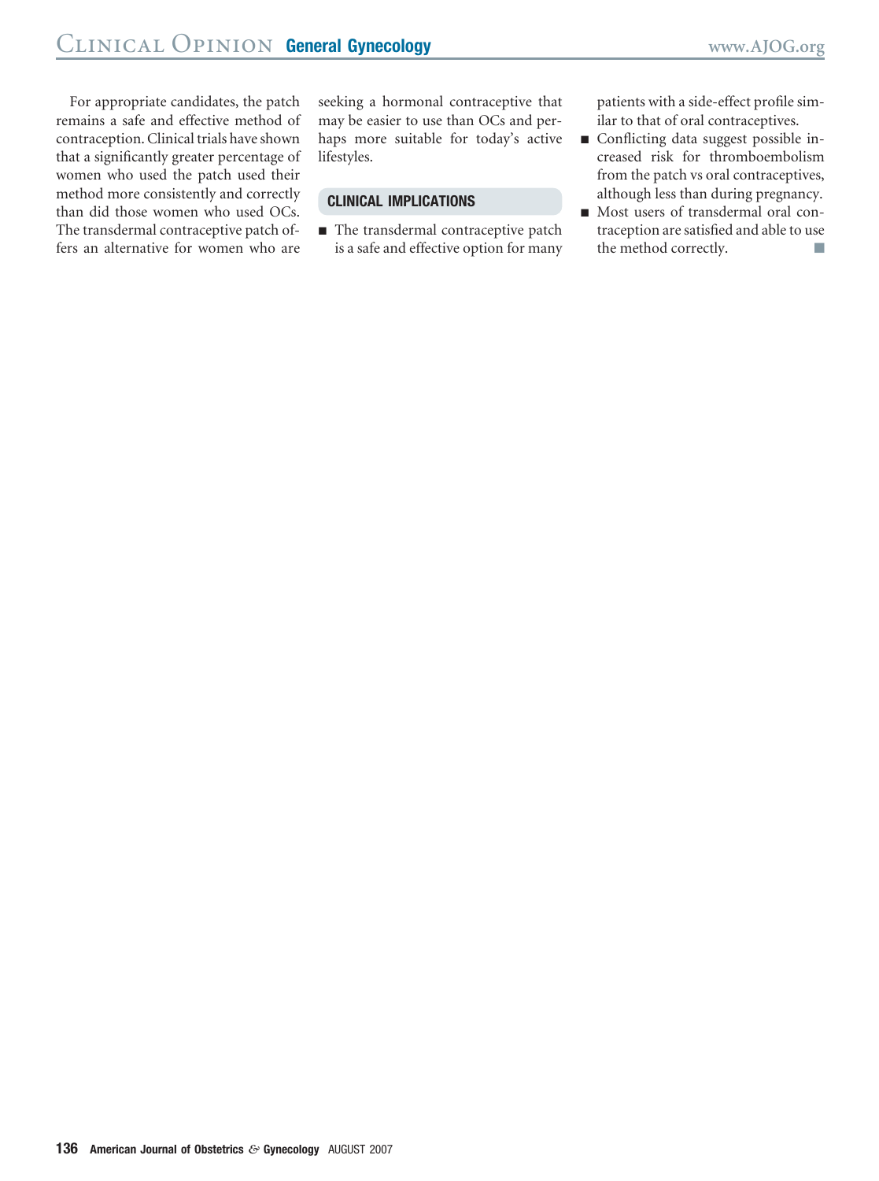For appropriate candidates, the patch remains a safe and effective method of contraception. Clinical trials have shown that a significantly greater percentage of women who used the patch used their method more consistently and correctly than did those women who used OCs. The transdermal contraceptive patch offers an alternative for women who are seeking a hormonal contraceptive that may be easier to use than OCs and perhaps more suitable for today's active lifestyles.

## CLINICAL IMPLICATIONS

- The transdermal contraceptive patch is a safe and effective option for many patients with a side-effect profile similar to that of oral contraceptives.
- Conflicting data suggest possible increased risk for thromboembolism from the patch vs oral contraceptives, although less than during pregnancy.
- Most users of transdermal oral contraception are satisfied and able to use the method correctly.